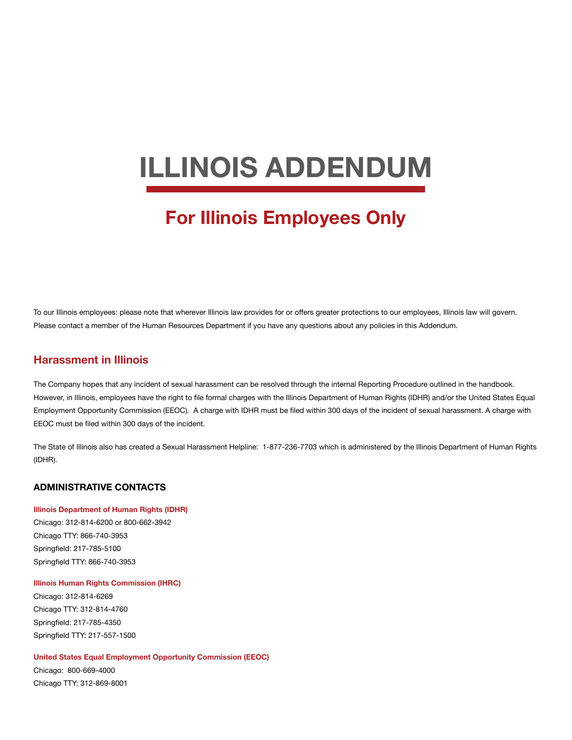# ILLINOIS ADDENDUM

## For Illinois Employees Only

To our Illinois employees: please note that wherever Illinois law provides for or offers greater protections to our employees, Illinois law will govern. Please contact a member of the Human Resources Department if you have any questions about any policies in this Addendum.

## Harassment in Illinois

The Company hopes that any incident of sexual harassment can be resolved through the internal Reporting Procedure outlined in the handbook. However, in Illinois, employees have the right to file formal charges with the Illinois Department of Human Rights (IDHR) and/or the United States Equal Employment Opportunity Commission (EEOC). A charge with IDHR must be filed within 300 days of the incident of sexual harassment. A charge with EEOC must be filed within 300 days of the incident.

The State of Illinois also has created a Sexual Harassment Helpline: 1-877-236-7703 which is administered by the Illinois Department of Human Rights (IDHR).

### ADMINISTRATIVE CONTACTS

**Illinois Department of Human Rights (IDHR)**
Chicago: 312-814-6200 or 800-662-3942
Chicago TTY: 866-740-3953
Springfield: 217-785-5100
Springfield TTY: 866-740-3953

**Illinois Human Rights Commission (IHRC)**
Chicago: 312-814-6269
Chicago TTY: 312-814-4760
Springfield: 217-785-4350
Springfield TTY: 217-557-1500

**United States Equal Employment Opportunity Commission (EEOC)**
Chicago: 800-669-4000
Chicago TTY: 312-869-8001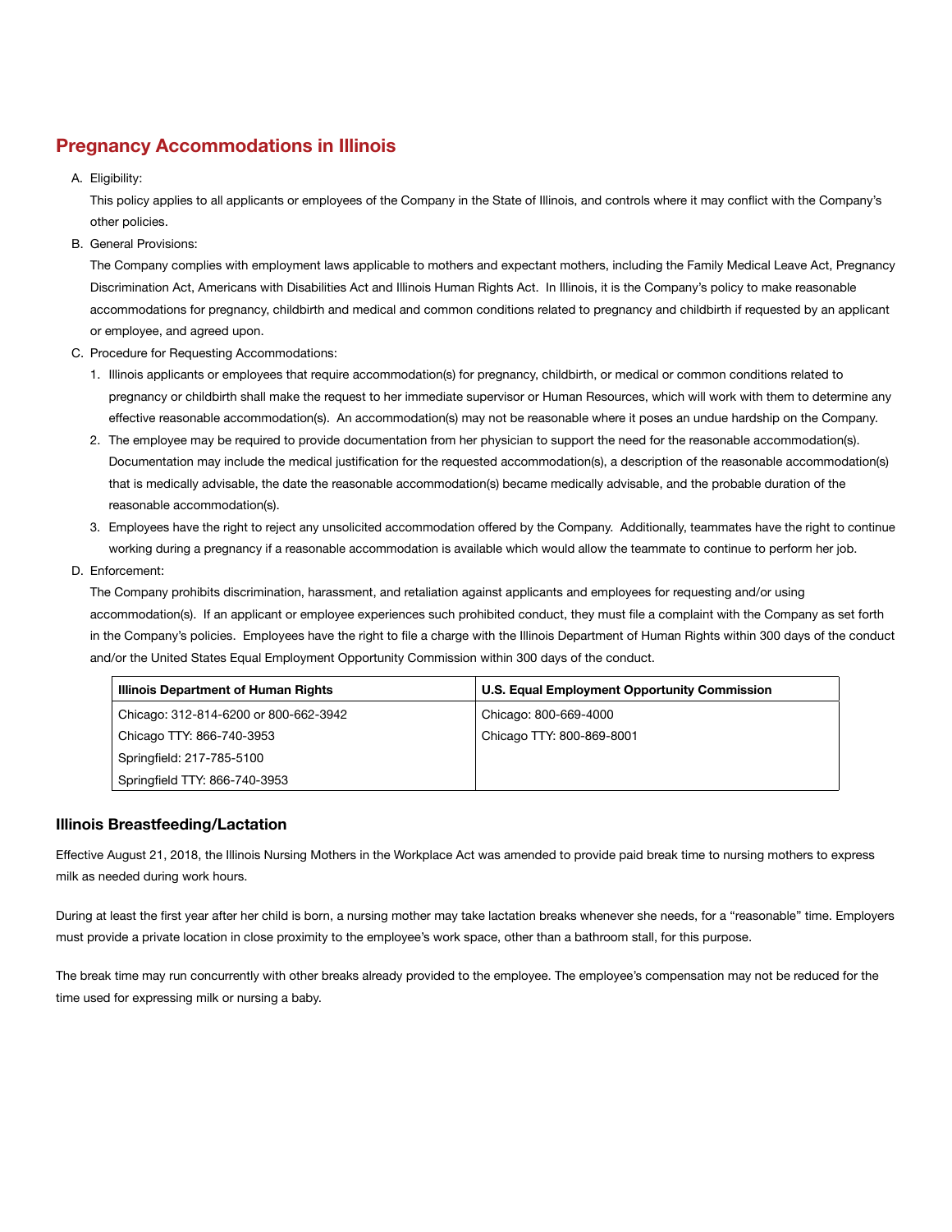## Pregnancy Accommodations in Illinois

A. Eligibility:

This policy applies to all applicants or employees of the Company in the State of Illinois, and controls where it may conflict with the Company's other policies.

B. General Provisions:

The Company complies with employment laws applicable to mothers and expectant mothers, including the Family Medical Leave Act, Pregnancy Discrimination Act, Americans with Disabilities Act and Illinois Human Rights Act. In Illinois, it is the Company's policy to make reasonable accommodations for pregnancy, childbirth and medical and common conditions related to pregnancy and childbirth if requested by an applicant or employee, and agreed upon.

C. Procedure for Requesting Accommodations:

1. Illinois applicants or employees that require accommodation(s) for pregnancy, childbirth, or medical or common conditions related to pregnancy or childbirth shall make the request to her immediate supervisor or Human Resources, which will work with them to determine any effective reasonable accommodation(s). An accommodation(s) may not be reasonable where it poses an undue hardship on the Company.
2. The employee may be required to provide documentation from her physician to support the need for the reasonable accommodation(s). Documentation may include the medical justification for the requested accommodation(s), a description of the reasonable accommodation(s) that is medically advisable, the date the reasonable accommodation(s) became medically advisable, and the probable duration of the reasonable accommodation(s).
3. Employees have the right to reject any unsolicited accommodation offered by the Company. Additionally, teammates have the right to continue working during a pregnancy if a reasonable accommodation is available which would allow the teammate to continue to perform her job.

D. Enforcement:

The Company prohibits discrimination, harassment, and retaliation against applicants and employees for requesting and/or using accommodation(s). If an applicant or employee experiences such prohibited conduct, they must file a complaint with the Company as set forth in the Company's policies. Employees have the right to file a charge with the Illinois Department of Human Rights within 300 days of the conduct and/or the United States Equal Employment Opportunity Commission within 300 days of the conduct.

| Illinois Department of Human Rights | U.S. Equal Employment Opportunity Commission |
|---|---|
| Chicago: 312-814-6200 or 800-662-3942 | Chicago: 800-669-4000 |
| Chicago TTY: 866-740-3953 | Chicago TTY: 800-869-8001 |
| Springfield: 217-785-5100 | |
| Springfield TTY: 866-740-3953 | |

### Illinois Breastfeeding/Lactation

Effective August 21, 2018, the Illinois Nursing Mothers in the Workplace Act was amended to provide paid break time to nursing mothers to express milk as needed during work hours.

During at least the first year after her child is born, a nursing mother may take lactation breaks whenever she needs, for a "reasonable" time. Employers must provide a private location in close proximity to the employee's work space, other than a bathroom stall, for this purpose.

The break time may run concurrently with other breaks already provided to the employee. The employee's compensation may not be reduced for the time used for expressing milk or nursing a baby.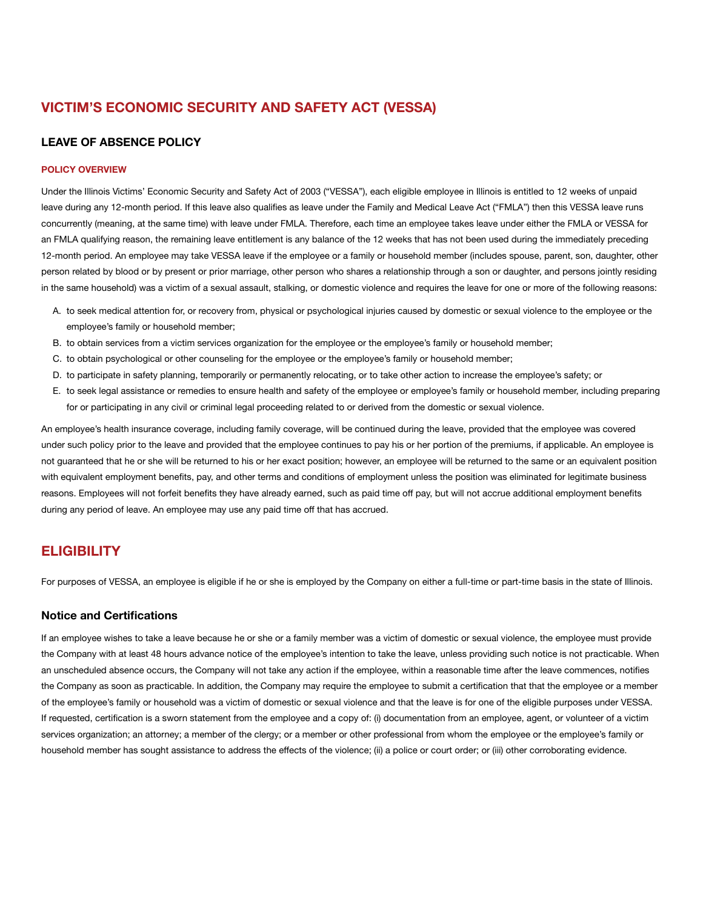# VICTIM'S ECONOMIC SECURITY AND SAFETY ACT (VESSA)

## LEAVE OF ABSENCE POLICY

### POLICY OVERVIEW

Under the Illinois Victims' Economic Security and Safety Act of 2003 ("VESSA"), each eligible employee in Illinois is entitled to 12 weeks of unpaid leave during any 12-month period. If this leave also qualifies as leave under the Family and Medical Leave Act ("FMLA") then this VESSA leave runs concurrently (meaning, at the same time) with leave under FMLA. Therefore, each time an employee takes leave under either the FMLA or VESSA for an FMLA qualifying reason, the remaining leave entitlement is any balance of the 12 weeks that has not been used during the immediately preceding 12-month period. An employee may take VESSA leave if the employee or a family or household member (includes spouse, parent, son, daughter, other person related by blood or by present or prior marriage, other person who shares a relationship through a son or daughter, and persons jointly residing in the same household) was a victim of a sexual assault, stalking, or domestic violence and requires the leave for one or more of the following reasons:

A. to seek medical attention for, or recovery from, physical or psychological injuries caused by domestic or sexual violence to the employee or the employee's family or household member;
B. to obtain services from a victim services organization for the employee or the employee's family or household member;
C. to obtain psychological or other counseling for the employee or the employee's family or household member;
D. to participate in safety planning, temporarily or permanently relocating, or to take other action to increase the employee's safety; or
E. to seek legal assistance or remedies to ensure health and safety of the employee or employee's family or household member, including preparing for or participating in any civil or criminal legal proceeding related to or derived from the domestic or sexual violence.

An employee's health insurance coverage, including family coverage, will be continued during the leave, provided that the employee was covered under such policy prior to the leave and provided that the employee continues to pay his or her portion of the premiums, if applicable. An employee is not guaranteed that he or she will be returned to his or her exact position; however, an employee will be returned to the same or an equivalent position with equivalent employment benefits, pay, and other terms and conditions of employment unless the position was eliminated for legitimate business reasons. Employees will not forfeit benefits they have already earned, such as paid time off pay, but will not accrue additional employment benefits during any period of leave. An employee may use any paid time off that has accrued.

# ELIGIBILITY

For purposes of VESSA, an employee is eligible if he or she is employed by the Company on either a full-time or part-time basis in the state of Illinois.

### Notice and Certifications

If an employee wishes to take a leave because he or she or a family member was a victim of domestic or sexual violence, the employee must provide the Company with at least 48 hours advance notice of the employee's intention to take the leave, unless providing such notice is not practicable. When an unscheduled absence occurs, the Company will not take any action if the employee, within a reasonable time after the leave commences, notifies the Company as soon as practicable. In addition, the Company may require the employee to submit a certification that that the employee or a member of the employee's family or household was a victim of domestic or sexual violence and that the leave is for one of the eligible purposes under VESSA. If requested, certification is a sworn statement from the employee and a copy of: (i) documentation from an employee, agent, or volunteer of a victim services organization; an attorney; a member of the clergy; or a member or other professional from whom the employee or the employee's family or household member has sought assistance to address the effects of the violence; (ii) a police or court order; or (iii) other corroborating evidence.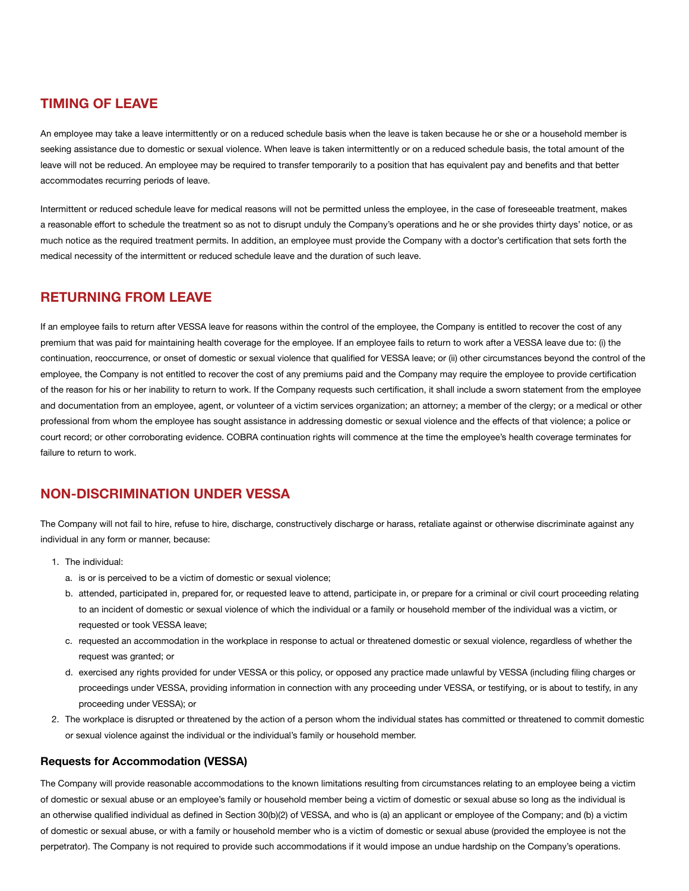## TIMING OF LEAVE

An employee may take a leave intermittently or on a reduced schedule basis when the leave is taken because he or she or a household member is seeking assistance due to domestic or sexual violence. When leave is taken intermittently or on a reduced schedule basis, the total amount of the leave will not be reduced. An employee may be required to transfer temporarily to a position that has equivalent pay and benefits and that better accommodates recurring periods of leave.

Intermittent or reduced schedule leave for medical reasons will not be permitted unless the employee, in the case of foreseeable treatment, makes a reasonable effort to schedule the treatment so as not to disrupt unduly the Company's operations and he or she provides thirty days' notice, or as much notice as the required treatment permits. In addition, an employee must provide the Company with a doctor's certification that sets forth the medical necessity of the intermittent or reduced schedule leave and the duration of such leave.

## RETURNING FROM LEAVE

If an employee fails to return after VESSA leave for reasons within the control of the employee, the Company is entitled to recover the cost of any premium that was paid for maintaining health coverage for the employee. If an employee fails to return to work after a VESSA leave due to: (i) the continuation, reoccurrence, or onset of domestic or sexual violence that qualified for VESSA leave; or (ii) other circumstances beyond the control of the employee, the Company is not entitled to recover the cost of any premiums paid and the Company may require the employee to provide certification of the reason for his or her inability to return to work. If the Company requests such certification, it shall include a sworn statement from the employee and documentation from an employee, agent, or volunteer of a victim services organization; an attorney; a member of the clergy; or a medical or other professional from whom the employee has sought assistance in addressing domestic or sexual violence and the effects of that violence; a police or court record; or other corroborating evidence. COBRA continuation rights will commence at the time the employee's health coverage terminates for failure to return to work.

## NON-DISCRIMINATION UNDER VESSA

The Company will not fail to hire, refuse to hire, discharge, constructively discharge or harass, retaliate against or otherwise discriminate against any individual in any form or manner, because:

1. The individual:
   a. is or is perceived to be a victim of domestic or sexual violence;
   b. attended, participated in, prepared for, or requested leave to attend, participate in, or prepare for a criminal or civil court proceeding relating to an incident of domestic or sexual violence of which the individual or a family or household member of the individual was a victim, or requested or took VESSA leave;
   c. requested an accommodation in the workplace in response to actual or threatened domestic or sexual violence, regardless of whether the request was granted; or
   d. exercised any rights provided for under VESSA or this policy, or opposed any practice made unlawful by VESSA (including filing charges or proceedings under VESSA, providing information in connection with any proceeding under VESSA, or testifying, or is about to testify, in any proceeding under VESSA); or
2. The workplace is disrupted or threatened by the action of a person whom the individual states has committed or threatened to commit domestic or sexual violence against the individual or the individual's family or household member.

### Requests for Accommodation (VESSA)

The Company will provide reasonable accommodations to the known limitations resulting from circumstances relating to an employee being a victim of domestic or sexual abuse or an employee's family or household member being a victim of domestic or sexual abuse so long as the individual is an otherwise qualified individual as defined in Section 30(b)(2) of VESSA, and who is (a) an applicant or employee of the Company; and (b) a victim of domestic or sexual abuse, or with a family or household member who is a victim of domestic or sexual abuse (provided the employee is not the perpetrator). The Company is not required to provide such accommodations if it would impose an undue hardship on the Company's operations.